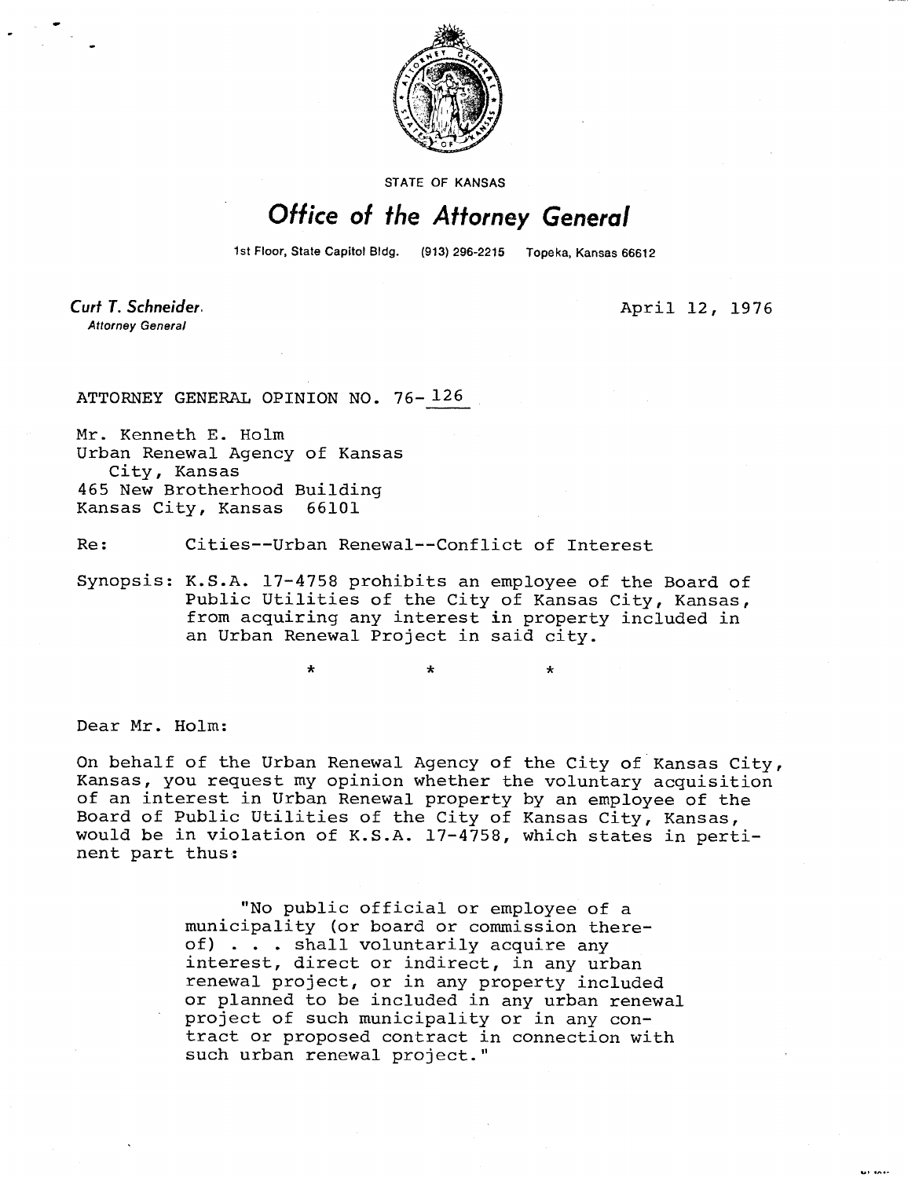STATE OF KANSAS

# Office of the Attorney General

1st Floor, State Capitol Bldg. (913) 296-2215 Topeka, Kansas 66612

**Curt T. Schneider**
*Attorney General*

April 12, 1976

ATTORNEY GENERAL OPINION NO. 76-126

Mr. Kenneth E. Holm
Urban Renewal Agency of Kansas City, Kansas
465 New Brotherhood Building
Kansas City, Kansas 66101

Re: Cities--Urban Renewal--Conflict of Interest

Synopsis: K.S.A. 17-4758 prohibits an employee of the Board of Public Utilities of the City of Kansas City, Kansas, from acquiring any interest in property included in an Urban Renewal Project in said city.

\* \* \*

Dear Mr. Holm:

On behalf of the Urban Renewal Agency of the City of Kansas City, Kansas, you request my opinion whether the voluntary acquisition of an interest in Urban Renewal property by an employee of the Board of Public Utilities of the City of Kansas City, Kansas, would be in violation of K.S.A. 17-4758, which states in pertinent part thus:

> "No public official or employee of a municipality (or board or commission thereof) . . . shall voluntarily acquire any interest, direct or indirect, in any urban renewal project, or in any property included or planned to be included in any urban renewal project of such municipality or in any contract or proposed contract in connection with such urban renewal project."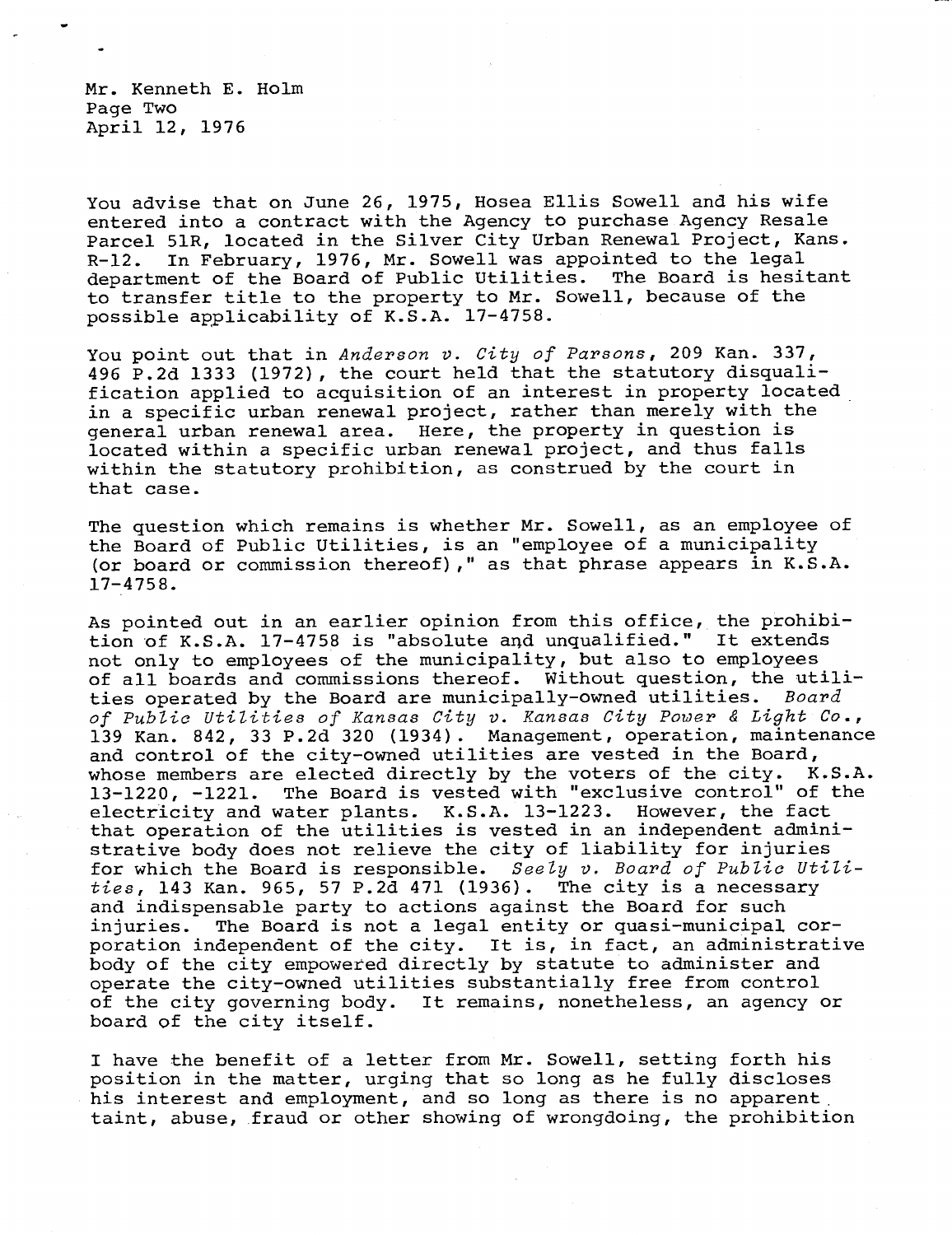Mr. Kenneth E. Holm
Page Two
April 12, 1976

You advise that on June 26, 1975, Hosea Ellis Sowell and his wife entered into a contract with the Agency to purchase Agency Resale Parcel 51R, located in the Silver City Urban Renewal Project, Kans. R-12. In February, 1976, Mr. Sowell was appointed to the legal department of the Board of Public Utilities. The Board is hesitant to transfer title to the property to Mr. Sowell, because of the possible applicability of K.S.A. 17-4758.

You point out that in *Anderson v. City of Parsons*, 209 Kan. 337, 496 P.2d 1333 (1972), the court held that the statutory disqualification applied to acquisition of an interest in property located in a specific urban renewal project, rather than merely with the general urban renewal area. Here, the property in question is located within a specific urban renewal project, and thus falls within the statutory prohibition, as construed by the court in that case.

The question which remains is whether Mr. Sowell, as an employee of the Board of Public Utilities, is an "employee of a municipality (or board or commission thereof)," as that phrase appears in K.S.A. 17-4758.

As pointed out in an earlier opinion from this office, the prohibition of K.S.A. 17-4758 is "absolute and unqualified." It extends not only to employees of the municipality, but also to employees of all boards and commissions thereof. Without question, the utilities operated by the Board are municipally-owned utilities. *Board of Public Utilities of Kansas City v. Kansas City Power & Light Co.*, 139 Kan. 842, 33 P.2d 320 (1934). Management, operation, maintenance and control of the city-owned utilities are vested in the Board, whose members are elected directly by the voters of the city. K.S.A. 13-1220, -1221. The Board is vested with "exclusive control" of the electricity and water plants. K.S.A. 13-1223. However, the fact that operation of the utilities is vested in an independent administrative body does not relieve the city of liability for injuries for which the Board is responsible. *Seely v. Board of Public Utilities*, 143 Kan. 965, 57 P.2d 471 (1936). The city is a necessary and indispensable party to actions against the Board for such injuries. The Board is not a legal entity or quasi-municipal corporation independent of the city. It is, in fact, an administrative body of the city empowered directly by statute to administer and operate the city-owned utilities substantially free from control of the city governing body. It remains, nonetheless, an agency or board of the city itself.

I have the benefit of a letter from Mr. Sowell, setting forth his position in the matter, urging that so long as he fully discloses his interest and employment, and so long as there is no apparent taint, abuse, fraud or other showing of wrongdoing, the prohibition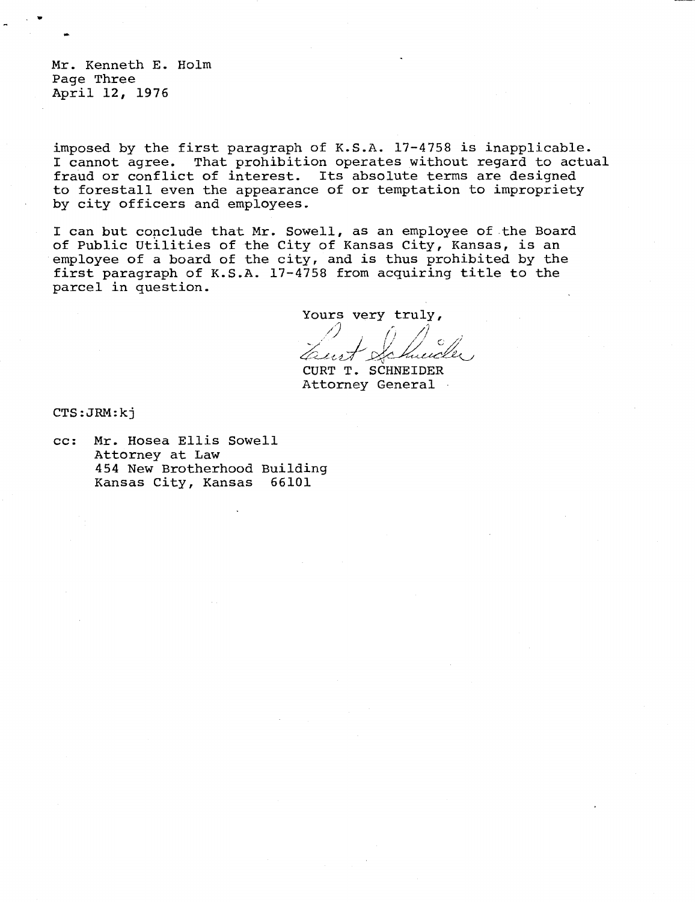Mr. Kenneth E. Holm
Page Three
April 12, 1976

imposed by the first paragraph of K.S.A. 17-4758 is inapplicable. I cannot agree. That prohibition operates without regard to actual fraud or conflict of interest. Its absolute terms are designed to forestall even the appearance of or temptation to impropriety by city officers and employees.

I can but conclude that Mr. Sowell, as an employee of the Board of Public Utilities of the City of Kansas City, Kansas, is an employee of a board of the city, and is thus prohibited by the first paragraph of K.S.A. 17-4758 from acquiring title to the parcel in question.

Yours very truly,

CURT T. SCHNEIDER
Attorney General

CTS:JRM:kj

cc: Mr. Hosea Ellis Sowell
Attorney at Law
454 New Brotherhood Building
Kansas City, Kansas 66101